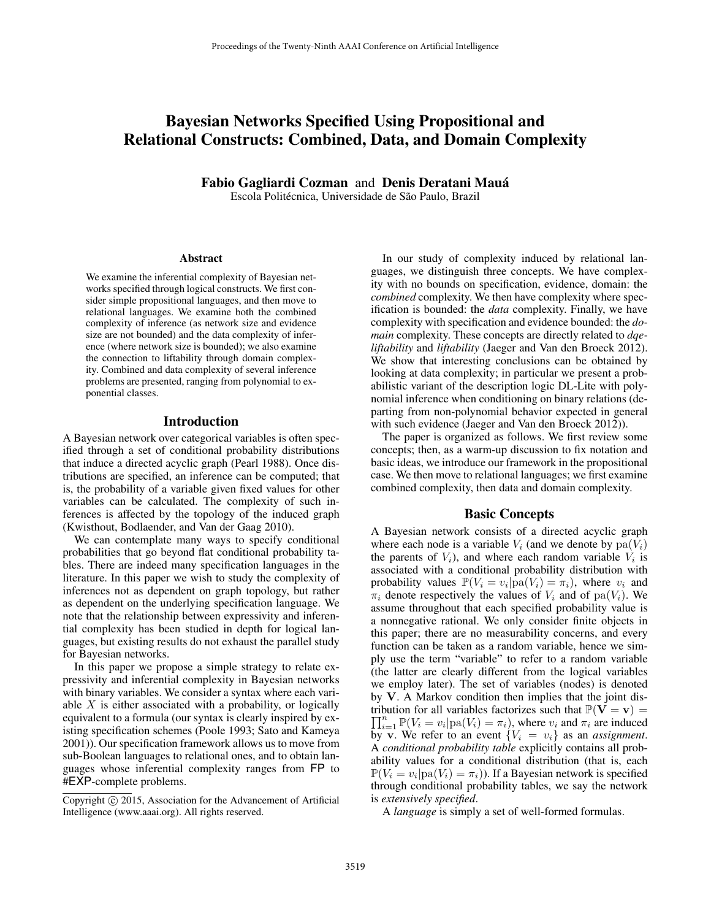# Bayesian Networks Specified Using Propositional and Relational Constructs: Combined, Data, and Domain Complexity

**Fabio Gagliardi Cozman** and **Denis Deratani Mauá**
Escola Politécnica, Universidade de São Paulo, Brazil

## Abstract

We examine the inferential complexity of Bayesian networks specified through logical constructs. We first consider simple propositional languages, and then move to relational languages. We examine both the combined complexity of inference (as network size and evidence size are not bounded) and the data complexity of inference (where network size is bounded); we also examine the connection to liftability through domain complexity. Combined and data complexity of several inference problems are presented, ranging from polynomial to exponential classes.

## Introduction

A Bayesian network over categorical variables is often specified through a set of conditional probability distributions that induce a directed acyclic graph (Pearl 1988). Once distributions are specified, an inference can be computed; that is, the probability of a variable given fixed values for other variables can be calculated. The complexity of such inferences is affected by the topology of the induced graph (Kwisthout, Bodlaender, and Van der Gaag 2010).

We can contemplate many ways to specify conditional probabilities that go beyond flat conditional probability tables. There are indeed many specification languages in the literature. In this paper we wish to study the complexity of inferences not as dependent on graph topology, but rather as dependent on the underlying specification language. We note that the relationship between expressivity and inferential complexity has been studied in depth for logical languages, but existing results do not exhaust the parallel study for Bayesian networks.

In this paper we propose a simple strategy to relate expressivity and inferential complexity in Bayesian networks with binary variables. We consider a syntax where each variable $X$ is either associated with a probability, or logically equivalent to a formula (our syntax is clearly inspired by existing specification schemes (Poole 1993; Sato and Kameya 2001)). Our specification framework allows us to move from sub-Boolean languages to relational ones, and to obtain languages whose inferential complexity ranges from FP to #EXP-complete problems.

In our study of complexity induced by relational languages, we distinguish three concepts. We have complexity with no bounds on specification, evidence, domain: the *combined* complexity. We then have complexity where specification is bounded: the *data* complexity. Finally, we have complexity with specification and evidence bounded: the *domain* complexity. These concepts are directly related to *dqe-liftability* and *liftability* (Jaeger and Van den Broeck 2012). We show that interesting conclusions can be obtained by looking at data complexity; in particular we present a probabilistic variant of the description logic DL-Lite with polynomial inference when conditioning on binary relations (departing from non-polynomial behavior expected in general with such evidence (Jaeger and Van den Broeck 2012)).

The paper is organized as follows. We first review some concepts; then, as a warm-up discussion to fix notation and basic ideas, we introduce our framework in the propositional case. We then move to relational languages; we first examine combined complexity, then data and domain complexity.

## Basic Concepts

A Bayesian network consists of a directed acyclic graph where each node is a variable $V_i$ (and we denote by $\mathrm{pa}(V_i)$ the parents of $V_i$), and where each random variable $V_i$ is associated with a conditional probability distribution with probability values $\mathbb{P}(V_i = v_i|\mathrm{pa}(V_i) = \pi_i)$, where $v_i$ and $\pi_i$ denote respectively the values of $V_i$ and of $\mathrm{pa}(V_i)$. We assume throughout that each specified probability value is a nonnegative rational. We only consider finite objects in this paper; there are no measurability concerns, and every function can be taken as a random variable, hence we simply use the term "variable" to refer to a random variable (the latter are clearly different from the logical variables we employ later). The set of variables (nodes) is denoted by $\mathbf{V}$. A Markov condition then implies that the joint distribution for all variables factorizes such that $\mathbb{P}(\mathbf{V} = \mathbf{v}) = \prod_{i=1}^{n} \mathbb{P}(V_i = v_i|\mathrm{pa}(V_i) = \pi_i)$, where $v_i$ and $\pi_i$ are induced by $\mathbf{v}$. We refer to an event $\{V_i = v_i\}$ as an *assignment*. A *conditional probability table* explicitly contains all probability values for a conditional distribution (that is, each $\mathbb{P}(V_i = v_i|\mathrm{pa}(V_i) = \pi_i)$). If a Bayesian network is specified through conditional probability tables, we say the network is *extensively specified*.

A *language* is simply a set of well-formed formulas.

Copyright © 2015, Association for the Advancement of Artificial Intelligence (www.aaai.org). All rights reserved.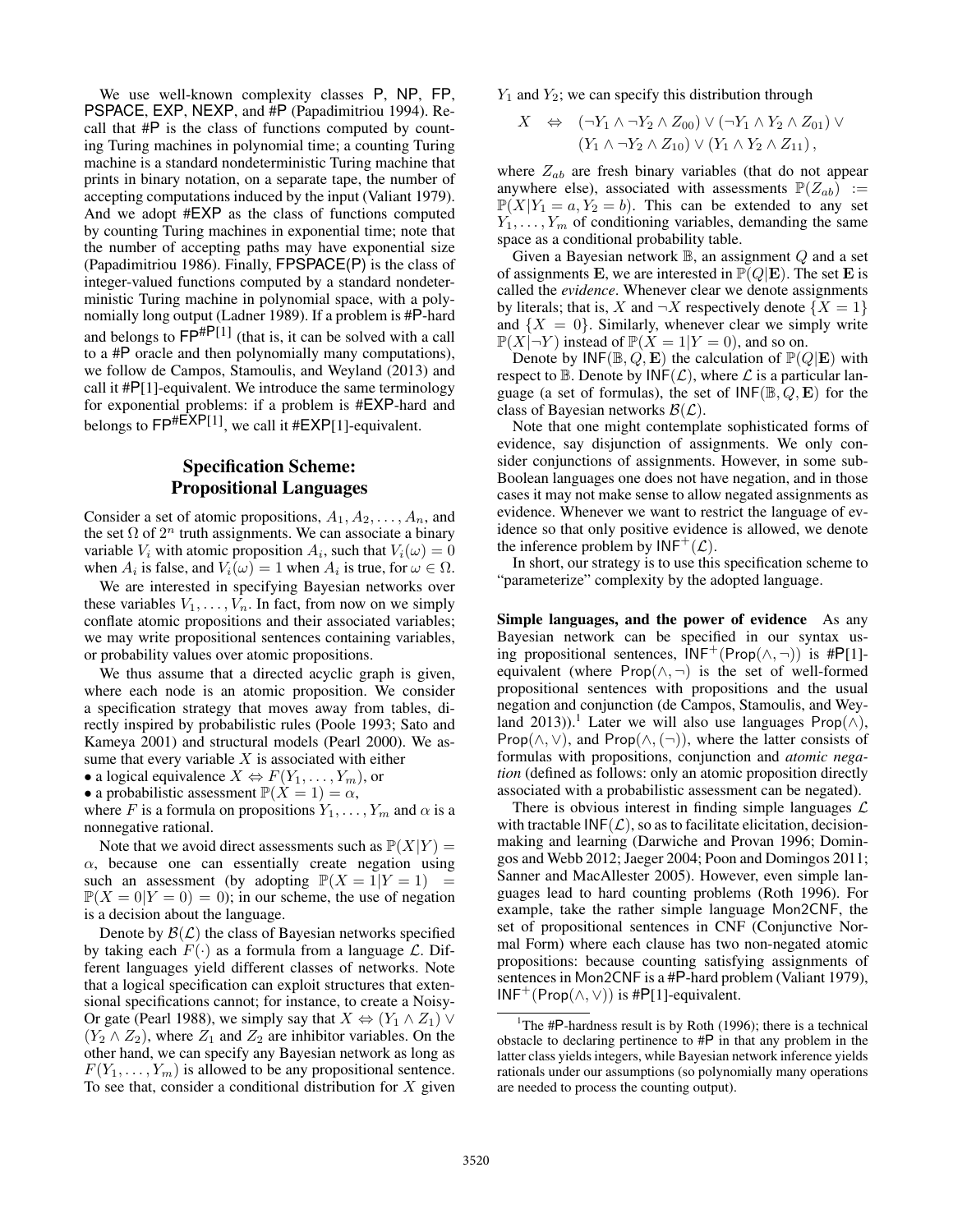We use well-known complexity classes P, NP, FP, PSPACE, EXP, NEXP, and #P (Papadimitriou 1994). Recall that #P is the class of functions computed by counting Turing machines in polynomial time; a counting Turing machine is a standard nondeterministic Turing machine that prints in binary notation, on a separate tape, the number of accepting computations induced by the input (Valiant 1979). And we adopt #EXP as the class of functions computed by counting Turing machines in exponential time; note that the number of accepting paths may have exponential size (Papadimitriou 1986). Finally, FPSPACE(P) is the class of integer-valued functions computed by a standard nondeterministic Turing machine in polynomial space, with a polynomially long output (Ladner 1989). If a problem is #P-hard and belongs to $\mathsf{FP}^{\#\mathsf{P}[1]}$ (that is, it can be solved with a call to a #P oracle and then polynomially many computations), we follow de Campos, Stamoulis, and Weyland (2013) and call it #P[1]-equivalent. We introduce the same terminology for exponential problems: if a problem is #EXP-hard and belongs to $\mathsf{FP}^{\#\mathsf{EXP}[1]}$, we call it #EXP[1]-equivalent.

## Specification Scheme: Propositional Languages

Consider a set of atomic propositions, $A_1, A_2, \ldots, A_n$, and the set $\Omega$ of $2^n$ truth assignments. We can associate a binary variable $V_i$ with atomic proposition $A_i$, such that $V_i(\omega) = 0$ when $A_i$ is false, and $V_i(\omega) = 1$ when $A_i$ is true, for $\omega \in \Omega$.

We are interested in specifying Bayesian networks over these variables $V_1, \ldots, V_n$. In fact, from now on we simply conflate atomic propositions and their associated variables; we may write propositional sentences containing variables, or probability values over atomic propositions.

We thus assume that a directed acyclic graph is given, where each node is an atomic proposition. We consider a specification strategy that moves away from tables, directly inspired by probabilistic rules (Poole 1993; Sato and Kameya 2001) and structural models (Pearl 2000). We assume that every variable $X$ is associated with either

- a logical equivalence $X \Leftrightarrow F(Y_1, \ldots, Y_m)$, or
- a probabilistic assessment $\mathbb{P}(X = 1) = \alpha$,

where $F$ is a formula on propositions $Y_1, \ldots, Y_m$ and $\alpha$ is a nonnegative rational.

Note that we avoid direct assessments such as $\mathbb{P}(X|Y) = \alpha$, because one can essentially create negation using such an assessment (by adopting $\mathbb{P}(X = 1|Y = 1) = \mathbb{P}(X = 0|Y = 0) = 0$); in our scheme, the use of negation is a decision about the language.

Denote by $\mathcal{B}(\mathcal{L})$ the class of Bayesian networks specified by taking each $F(\cdot)$ as a formula from a language $\mathcal{L}$. Different languages yield different classes of networks. Note that a logical specification can exploit structures that extensional specifications cannot; for instance, to create a Noisy-Or gate (Pearl 1988), we simply say that $X \Leftrightarrow (Y_1 \wedge Z_1) \vee (Y_2 \wedge Z_2)$, where $Z_1$ and $Z_2$ are inhibitor variables. On the other hand, we can specify any Bayesian network as long as $F(Y_1, \ldots, Y_m)$ is allowed to be any propositional sentence. To see that, consider a conditional distribution for $X$ given $Y_1$ and $Y_2$; we can specify this distribution through

$$
\begin{aligned}
X \quad \Leftrightarrow \quad & (\neg Y_1 \wedge \neg Y_2 \wedge Z_{00}) \vee (\neg Y_1 \wedge Y_2 \wedge Z_{01}) \vee \\
& (Y_1 \wedge \neg Y_2 \wedge Z_{10}) \vee (Y_1 \wedge Y_2 \wedge Z_{11}),
\end{aligned}
$$

where $Z_{ab}$ are fresh binary variables (that do not appear anywhere else), associated with assessments $\mathbb{P}(Z_{ab}) := \mathbb{P}(X|Y_1 = a, Y_2 = b)$. This can be extended to any set $Y_1, \ldots, Y_m$ of conditioning variables, demanding the same space as a conditional probability table.

Given a Bayesian network $\mathbb{B}$, an assignment $Q$ and a set of assignments $\mathbf{E}$, we are interested in $\mathbb{P}(Q|\mathbf{E})$. The set $\mathbf{E}$ is called the *evidence*. Whenever clear we denote assignments by literals; that is, $X$ and $\neg X$ respectively denote $\{X = 1\}$ and $\{X = 0\}$. Similarly, whenever clear we simply write $\mathbb{P}(X|\neg Y)$ instead of $\mathbb{P}(X = 1|Y = 0)$, and so on.

Denote by $\mathsf{INF}(\mathbb{B}, Q, \mathbf{E})$ the calculation of $\mathbb{P}(Q|\mathbf{E})$ with respect to $\mathbb{B}$. Denote by $\mathsf{INF}(\mathcal{L})$, where $\mathcal{L}$ is a particular language (a set of formulas), the set of $\mathsf{INF}(\mathbb{B}, Q, \mathbf{E})$ for the class of Bayesian networks $\mathcal{B}(\mathcal{L})$.

Note that one might contemplate sophisticated forms of evidence, say disjunction of assignments. We only consider conjunctions of assignments. However, in some sub-Boolean languages one does not have negation, and in those cases it may not make sense to allow negated assignments as evidence. Whenever we want to restrict the language of evidence so that only positive evidence is allowed, we denote the inference problem by $\mathsf{INF}^+(\mathcal{L})$.

In short, our strategy is to use this specification scheme to "parameterize" complexity by the adopted language.

**Simple languages, and the power of evidence** As any Bayesian network can be specified in our syntax using propositional sentences, $\mathsf{INF}^+(\mathsf{Prop}(\wedge, \neg))$ is #P[1]-equivalent (where $\mathsf{Prop}(\wedge, \neg)$ is the set of well-formed propositional sentences with propositions and the usual negation and conjunction (de Campos, Stamoulis, and Weyland 2013)).[1] Later we will also use languages $\mathsf{Prop}(\wedge)$, $\mathsf{Prop}(\wedge, \vee)$, and $\mathsf{Prop}(\wedge, (\neg))$, where the latter consists of formulas with propositions, conjunction and *atomic negation* (defined as follows: only an atomic proposition directly associated with a probabilistic assessment can be negated).

There is obvious interest in finding simple languages $\mathcal{L}$ with tractable $\mathsf{INF}(\mathcal{L})$, so as to facilitate elicitation, decision-making and learning (Darwiche and Provan 1996; Domingos and Webb 2012; Jaeger 2004; Poon and Domingos 2011; Sanner and MacAllester 2005). However, even simple languages lead to hard counting problems (Roth 1996). For example, take the rather simple language Mon2CNF, the set of propositional sentences in CNF (Conjunctive Normal Form) where each clause has two non-negated atomic propositions: because counting satisfying assignments of sentences in Mon2CNF is a #P-hard problem (Valiant 1979), $\mathsf{INF}^+(\mathsf{Prop}(\wedge, \vee))$ is #P[1]-equivalent.

[1] The #P-hardness result is by Roth (1996); there is a technical obstacle to declaring pertinence to #P in that any problem in the latter class yields integers, while Bayesian network inference yields rationals under our assumptions (so polynomially many operations are needed to process the counting output).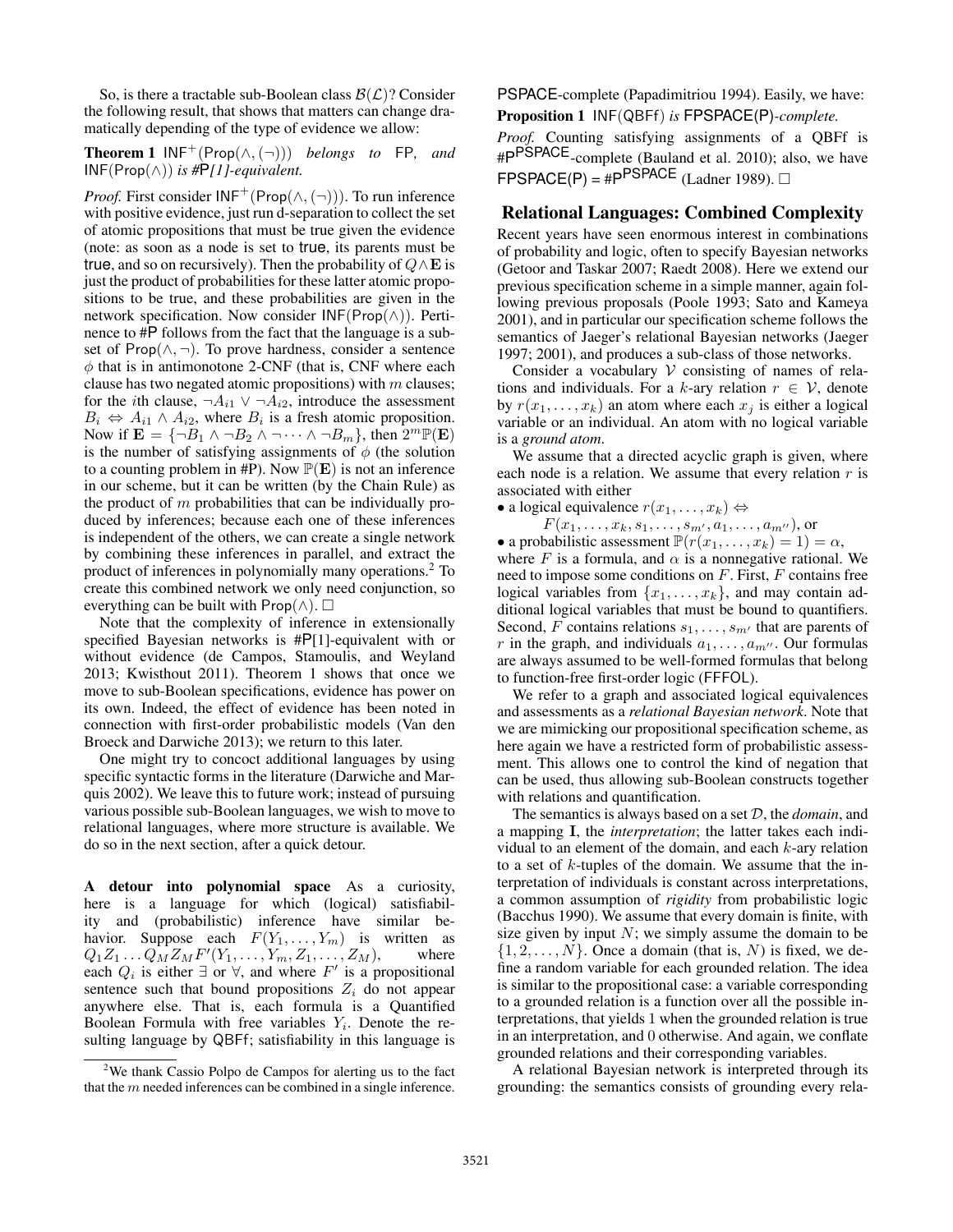So, is there a tractable sub-Boolean class $\mathcal{B}(\mathcal{L})$? Consider the following result, that shows that matters can change dramatically depending of the type of evidence we allow:

**Theorem 1** $\mathsf{INF}^+(\mathsf{Prop}(\wedge, (\neg)))$ *belongs to* FP*, and* $\mathsf{INF}(\mathsf{Prop}(\wedge))$ *is #*P*[1]-equivalent.*

*Proof.* First consider $\mathsf{INF}^+(\mathsf{Prop}(\wedge, (\neg)))$. To run inference with positive evidence, just run d-separation to collect the set of atomic propositions that must be true given the evidence (note: as soon as a node is set to true, its parents must be true, and so on recursively). Then the probability of $Q \wedge \mathbf{E}$ is just the product of probabilities for these latter atomic propositions to be true, and these probabilities are given in the network specification. Now consider $\mathsf{INF}(\mathsf{Prop}(\wedge))$. Pertinence to #P follows from the fact that the language is a subset of $\mathsf{Prop}(\wedge, \neg)$. To prove hardness, consider a sentence $\phi$ that is in antimonotone 2-CNF (that is, CNF where each clause has two negated atomic propositions) with $m$ clauses; for the $i$th clause, $\neg A_{i1} \vee \neg A_{i2}$, introduce the assessment $B_i \Leftrightarrow A_{i1} \wedge A_{i2}$, where $B_i$ is a fresh atomic proposition. Now if $\mathbf{E} = \{\neg B_1 \wedge \neg B_2 \wedge \neg \cdots \wedge \neg B_m\}$, then $2^m \mathbb{P}(\mathbf{E})$ is the number of satisfying assignments of $\phi$ (the solution to a counting problem in #P). Now $\mathbb{P}(\mathbf{E})$ is not an inference in our scheme, but it can be written (by the Chain Rule) as the product of $m$ probabilities that can be individually produced by inferences; because each one of these inferences is independent of the others, we can create a single network by combining these inferences in parallel, and extract the product of inferences in polynomially many operations.[2] To create this combined network we only need conjunction, so everything can be built with $\mathsf{Prop}(\wedge)$. $\square$

Note that the complexity of inference in extensionally specified Bayesian networks is #P[1]-equivalent with or without evidence (de Campos, Stamoulis, and Weyland 2013; Kwisthout 2011). Theorem 1 shows that once we move to sub-Boolean specifications, evidence has power on its own. Indeed, the effect of evidence has been noted in connection with first-order probabilistic models (Van den Broeck and Darwiche 2013); we return to this later.

One might try to concoct additional languages by using specific syntactic forms in the literature (Darwiche and Marquis 2002). We leave this to future work; instead of pursuing various possible sub-Boolean languages, we wish to move to relational languages, where more structure is available. We do so in the next section, after a quick detour.

**A detour into polynomial space** As a curiosity, here is a language for which (logical) satisfiability and (probabilistic) inference have similar behavior. Suppose each $F(Y_1, \ldots, Y_m)$ is written as $Q_1 Z_1 \ldots Q_M Z_M F'(Y_1, \ldots, Y_m, Z_1, \ldots, Z_M)$, where each $Q_i$ is either $\exists$ or $\forall$, and where $F'$ is a propositional sentence such that bound propositions $Z_i$ do not appear anywhere else. That is, each formula is a Quantified Boolean Formula with free variables $Y_i$. Denote the resulting language by QBFf; satisfiability in this language is PSPACE-complete (Papadimitriou 1994). Easily, we have:

**Proposition 1** INF(QBFf) *is* FPSPACE(P)*-complete.*

*Proof.* Counting satisfying assignments of a QBFf is #P$^{\mathsf{PSPACE}}$-complete (Bauland et al. 2010); also, we have FPSPACE(P) = #P$^{\mathsf{PSPACE}}$ (Ladner 1989). $\square$

[2] We thank Cassio Polpo de Campos for alerting us to the fact that the $m$ needed inferences can be combined in a single inference.

## Relational Languages: Combined Complexity

Recent years have seen enormous interest in combinations of probability and logic, often to specify Bayesian networks (Getoor and Taskar 2007; Raedt 2008). Here we extend our previous specification scheme in a simple manner, again following previous proposals (Poole 1993; Sato and Kameya 2001), and in particular our specification scheme follows the semantics of Jaeger's relational Bayesian networks (Jaeger 1997; 2001), and produces a sub-class of those networks.

Consider a vocabulary $\mathcal{V}$ consisting of names of relations and individuals. For a $k$-ary relation $r \in \mathcal{V}$, denote by $r(x_1, \ldots, x_k)$ an atom where each $x_j$ is either a logical variable or an individual. An atom with no logical variable is a *ground atom*.

We assume that a directed acyclic graph is given, where each node is a relation. We assume that every relation $r$ is associated with either

- a logical equivalence $r(x_1, \ldots, x_k) \Leftrightarrow$
  $F(x_1, \ldots, x_k, s_1, \ldots, s_{m'}, a_1, \ldots, a_{m''})$, or
- a probabilistic assessment $\mathbb{P}(r(x_1, \ldots, x_k) = 1) = \alpha$,

where $F$ is a formula, and $\alpha$ is a nonnegative rational. We need to impose some conditions on $F$. First, $F$ contains free logical variables from $\{x_1, \ldots, x_k\}$, and may contain additional logical variables that must be bound to quantifiers. Second, $F$ contains relations $s_1, \ldots, s_{m'}$ that are parents of $r$ in the graph, and individuals $a_1, \ldots, a_{m''}$. Our formulas are always assumed to be well-formed formulas that belong to function-free first-order logic (FFFOL).

We refer to a graph and associated logical equivalences and assessments as a *relational Bayesian network*. Note that we are mimicking our propositional specification scheme, as here again we have a restricted form of probabilistic assessment. This allows one to control the kind of negation that can be used, thus allowing sub-Boolean constructs together with relations and quantification.

The semantics is always based on a set $\mathcal{D}$, the *domain*, and a mapping $\mathbf{I}$, the *interpretation*; the latter takes each individual to an element of the domain, and each $k$-ary relation to a set of $k$-tuples of the domain. We assume that the interpretation of individuals is constant across interpretations, a common assumption of *rigidity* from probabilistic logic (Bacchus 1990). We assume that every domain is finite, with size given by input $N$; we simply assume the domain to be $\{1, 2, \ldots, N\}$. Once a domain (that is, $N$) is fixed, we define a random variable for each grounded relation. The idea is similar to the propositional case: a variable corresponding to a grounded relation is a function over all the possible interpretations, that yields 1 when the grounded relation is true in an interpretation, and 0 otherwise. And again, we conflate grounded relations and their corresponding variables.

A relational Bayesian network is interpreted through its grounding: the semantics consists of grounding every rela-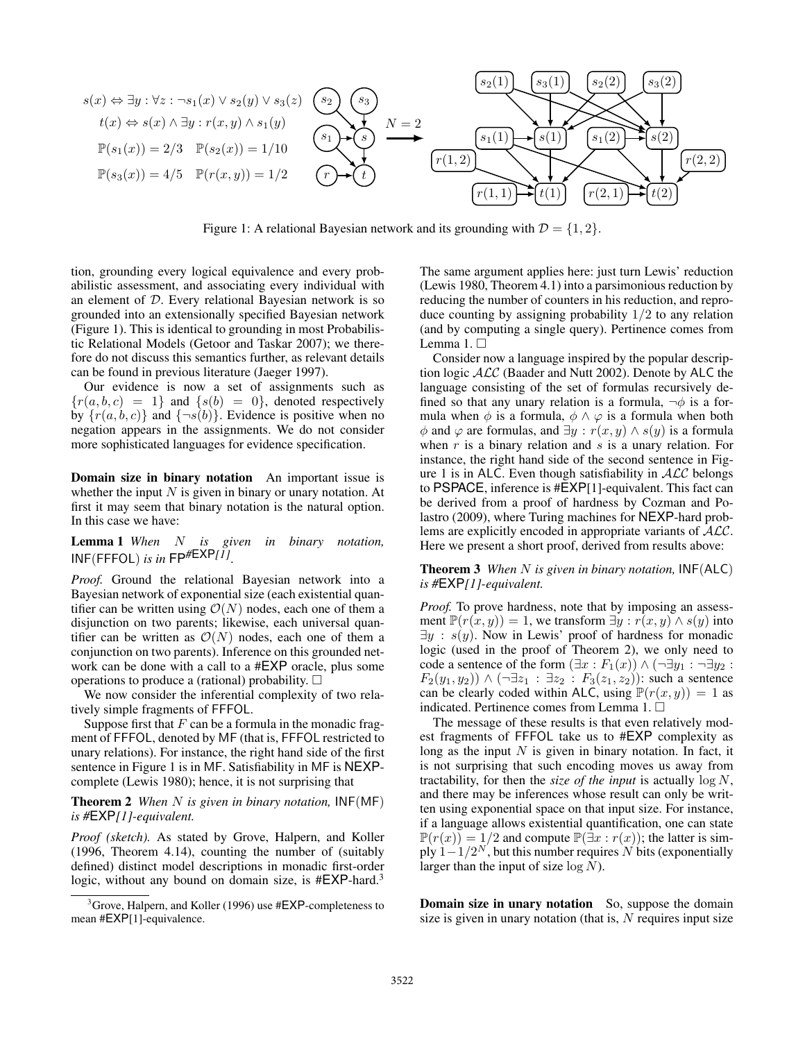$$s(x) \Leftrightarrow \exists y : \forall z : \neg s_1(x) \vee s_2(y) \vee s_3(z)$$

$$t(x) \Leftrightarrow s(x) \wedge \exists y : r(x, y) \wedge s_1(y)$$

$$\mathbb{P}(s_1(x)) = 2/3 \quad \mathbb{P}(s_2(x)) = 1/10$$

$$\mathbb{P}(s_3(x)) = 4/5 \quad \mathbb{P}(r(x, y)) = 1/2$$

Figure 1: A relational Bayesian network and its grounding with $\mathcal{D} = \{1, 2\}$.

tion, grounding every logical equivalence and every probabilistic assessment, and associating every individual with an element of $\mathcal{D}$. Every relational Bayesian network is so grounded into an extensionally specified Bayesian network (Figure 1). This is identical to grounding in most Probabilistic Relational Models (Getoor and Taskar 2007); we therefore do not discuss this semantics further, as relevant details can be found in previous literature (Jaeger 1997).

Our evidence is now a set of assignments such as $\{r(a, b, c) = 1\}$ and $\{s(b) = 0\}$, denoted respectively by $\{r(a, b, c)\}$ and $\{\neg s(b)\}$. Evidence is positive when no negation appears in the assignments. We do not consider more sophisticated languages for evidence specification.

**Domain size in binary notation** An important issue is whether the input $N$ is given in binary or unary notation. At first it may seem that binary notation is the natural option. In this case we have:

**Lemma 1** *When $N$ is given in binary notation,* INF(FFFOL) *is in* $\mathsf{FP}^{\#\mathsf{EXP}[1]}$.

*Proof.* Ground the relational Bayesian network into a Bayesian network of exponential size (each existential quantifier can be written using $\mathcal{O}(N)$ nodes, each one of them a disjunction on two parents; likewise, each universal quantifier can be written as $\mathcal{O}(N)$ nodes, each one of them a conjunction on two parents). Inference on this grounded network can be done with a call to a #EXP oracle, plus some operations to produce a (rational) probability. □

We now consider the inferential complexity of two relatively simple fragments of FFFOL.

Suppose first that $F$ can be a formula in the monadic fragment of FFFOL, denoted by MF (that is, FFFOL restricted to unary relations). For instance, the right hand side of the first sentence in Figure 1 is in MF. Satisfiability in MF is NEXP-complete (Lewis 1980); hence, it is not surprising that

**Theorem 2** *When $N$ is given in binary notation,* INF(MF) *is #EXP[1]-equivalent.*

*Proof (sketch).* As stated by Grove, Halpern, and Koller (1996, Theorem 4.14), counting the number of (suitably defined) distinct model descriptions in monadic first-order logic, without any bound on domain size, is #EXP-hard.[3] The same argument applies here: just turn Lewis' reduction (Lewis 1980, Theorem 4.1) into a parsimonious reduction by reducing the number of counters in his reduction, and reproduce counting by assigning probability $1/2$ to any relation (and by computing a single query). Pertinence comes from Lemma 1. □

[3] Grove, Halpern, and Koller (1996) use #EXP-completeness to mean #EXP[1]-equivalence.

Consider now a language inspired by the popular description logic $\mathcal{ALC}$ (Baader and Nutt 2002). Denote by ALC the language consisting of the set of formulas recursively defined so that any unary relation is a formula, $\neg\phi$ is a formula when $\phi$ is a formula, $\phi \wedge \varphi$ is a formula when both $\phi$ and $\varphi$ are formulas, and $\exists y : r(x, y) \wedge s(y)$ is a formula when $r$ is a binary relation and $s$ is a unary relation. For instance, the right hand side of the second sentence in Figure 1 is in ALC. Even though satisfiability in $\mathcal{ALC}$ belongs to PSPACE, inference is #EXP[1]-equivalent. This fact can be derived from a proof of hardness by Cozman and Polastro (2009), where Turing machines for NEXP-hard problems are explicitly encoded in appropriate variants of $\mathcal{ALC}$. Here we present a short proof, derived from results above:

**Theorem 3** *When $N$ is given in binary notation,* INF(ALC) *is #EXP[1]-equivalent.*

*Proof.* To prove hardness, note that by imposing an assessment $\mathbb{P}(r(x, y)) = 1$, we transform $\exists y : r(x, y) \wedge s(y)$ into $\exists y : s(y)$. Now in Lewis' proof of hardness for monadic logic (used in the proof of Theorem 2), we only need to code a sentence of the form $(\exists x : F_1(x)) \wedge (\neg\exists y_1 : \neg\exists y_2 : F_2(y_1, y_2)) \wedge (\neg\exists z_1 : \exists z_2 : F_3(z_1, z_2))$: such a sentence can be clearly coded within ALC, using $\mathbb{P}(r(x, y)) = 1$ as indicated. Pertinence comes from Lemma 1. □

The message of these results is that even relatively modest fragments of FFFOL take us to #EXP complexity as long as the input $N$ is given in binary notation. In fact, it is not surprising that such encoding moves us away from tractability, for then the *size of the input* is actually $\log N$, and there may be inferences whose result can only be written using exponential space on that input size. For instance, if a language allows existential quantification, one can state $\mathbb{P}(r(x)) = 1/2$ and compute $\mathbb{P}(\exists x : r(x))$; the latter is simply $1 - 1/2^N$, but this number requires $N$ bits (exponentially larger than the input of size $\log N$).

**Domain size in unary notation** So, suppose the domain size is given in unary notation (that is, $N$ requires input size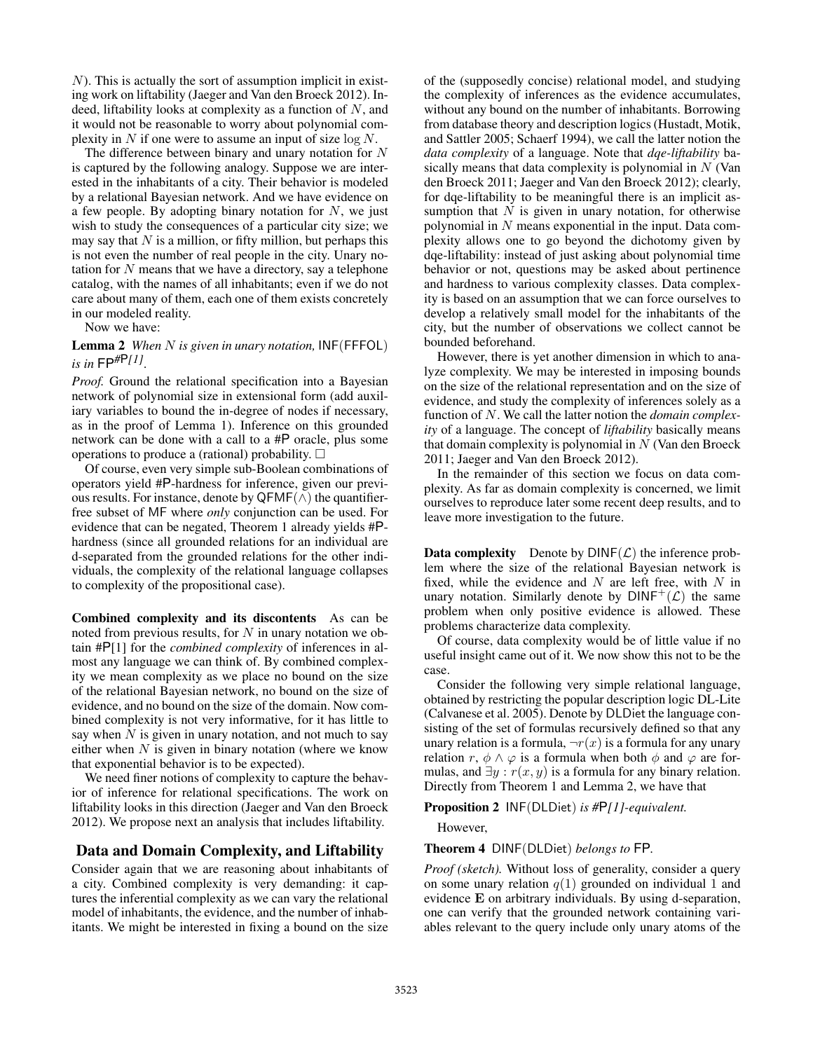$N$). This is actually the sort of assumption implicit in existing work on liftability (Jaeger and Van den Broeck 2012). Indeed, liftability looks at complexity as a function of $N$, and it would not be reasonable to worry about polynomial complexity in $N$ if one were to assume an input of size $\log N$.

The difference between binary and unary notation for $N$ is captured by the following analogy. Suppose we are interested in the inhabitants of a city. Their behavior is modeled by a relational Bayesian network. And we have evidence on a few people. By adopting binary notation for $N$, we just wish to study the consequences of a particular city size; we may say that $N$ is a million, or fifty million, but perhaps this is not even the number of real people in the city. Unary notation for $N$ means that we have a directory, say a telephone catalog, with the names of all inhabitants; even if we do not care about many of them, each one of them exists concretely in our modeled reality.

Now we have:

**Lemma 2** *When $N$ is given in unary notation,* INF(FFFOL) *is in* $\mathsf{FP}^{\#\mathsf{P}[1]}$.

*Proof.* Ground the relational specification into a Bayesian network of polynomial size in extensional form (add auxiliary variables to bound the in-degree of nodes if necessary, as in the proof of Lemma 1). Inference on this grounded network can be done with a call to a #P oracle, plus some operations to produce a (rational) probability. □

Of course, even very simple sub-Boolean combinations of operators yield #P-hardness for inference, given our previous results. For instance, denote by QFMF($\wedge$) the quantifier-free subset of MF where *only* conjunction can be used. For evidence that can be negated, Theorem 1 already yields #P-hardness (since all grounded relations for an individual are d-separated from the grounded relations for the other individuals, the complexity of the relational language collapses to complexity of the propositional case).

**Combined complexity and its discontents** As can be noted from previous results, for $N$ in unary notation we obtain #P[1] for the *combined complexity* of inferences in almost any language we can think of. By combined complexity we mean complexity as we place no bound on the size of the relational Bayesian network, no bound on the size of evidence, and no bound on the size of the domain. Now combined complexity is not very informative, for it has little to say when $N$ is given in unary notation, and not much to say either when $N$ is given in binary notation (where we know that exponential behavior is to be expected).

We need finer notions of complexity to capture the behavior of inference for relational specifications. The work on liftability looks in this direction (Jaeger and Van den Broeck 2012). We propose next an analysis that includes liftability.

## Data and Domain Complexity, and Liftability

Consider again that we are reasoning about inhabitants of a city. Combined complexity is very demanding: it captures the inferential complexity as we can vary the relational model of inhabitants, the evidence, and the number of inhabitants. We might be interested in fixing a bound on the size of the (supposedly concise) relational model, and studying the complexity of inferences as the evidence accumulates, without any bound on the number of inhabitants. Borrowing from database theory and description logics (Hustadt, Motik, and Sattler 2005; Schaerf 1994), we call the latter notion the *data complexity* of a language. Note that *dqe-liftability* basically means that data complexity is polynomial in $N$ (Van den Broeck 2011; Jaeger and Van den Broeck 2012); clearly, for dqe-liftability to be meaningful there is an implicit assumption that $N$ is given in unary notation, for otherwise polynomial in $N$ means exponential in the input. Data complexity allows one to go beyond the dichotomy given by dqe-liftability: instead of just asking about polynomial time behavior or not, questions may be asked about pertinence and hardness to various complexity classes. Data complexity is based on an assumption that we can force ourselves to develop a relatively small model for the inhabitants of the city, but the number of observations we collect cannot be bounded beforehand.

However, there is yet another dimension in which to analyze complexity. We may be interested in imposing bounds on the size of the relational representation and on the size of evidence, and study the complexity of inferences solely as a function of $N$. We call the latter notion the *domain complexity* of a language. The concept of *liftability* basically means that domain complexity is polynomial in $N$ (Van den Broeck 2011; Jaeger and Van den Broeck 2012).

In the remainder of this section we focus on data complexity. As far as domain complexity is concerned, we limit ourselves to reproduce later some recent deep results, and to leave more investigation to the future.

**Data complexity** Denote by DINF($\mathcal{L}$) the inference problem where the size of the relational Bayesian network is fixed, while the evidence and $N$ are left free, with $N$ in unary notation. Similarly denote by DINF$^+$($\mathcal{L}$) the same problem when only positive evidence is allowed. These problems characterize data complexity.

Of course, data complexity would be of little value if no useful insight came out of it. We now show this not to be the case.

Consider the following very simple relational language, obtained by restricting the popular description logic DL-Lite (Calvanese et al. 2005). Denote by DLDiet the language consisting of the set of formulas recursively defined so that any unary relation is a formula, $\neg r(x)$ is a formula for any unary relation $r$, $\phi \wedge \varphi$ is a formula when both $\phi$ and $\varphi$ are formulas, and $\exists y : r(x, y)$ is a formula for any binary relation. Directly from Theorem 1 and Lemma 2, we have that

**Proposition 2** INF(DLDiet) *is #P[1]-equivalent.*

However,

**Theorem 4** DINF(DLDiet) *belongs to* FP.

*Proof (sketch).* Without loss of generality, consider a query on some unary relation $q(1)$ grounded on individual 1 and evidence $\mathbf{E}$ on arbitrary individuals. By using d-separation, one can verify that the grounded network containing variables relevant to the query include only unary atoms of the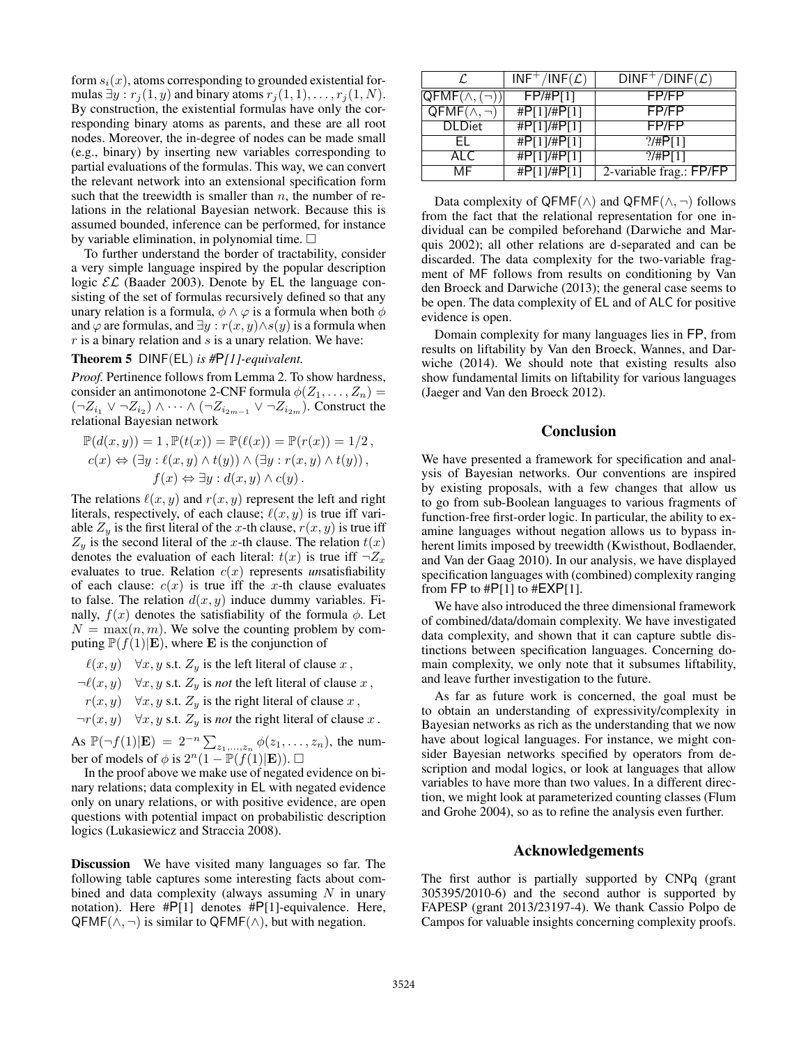form $s_i(x)$, atoms corresponding to grounded existential formulas $\exists y : r_j(1, y)$ and binary atoms $r_j(1, 1), \ldots, r_j(1, N)$. By construction, the existential formulas have only the corresponding binary atoms as parents, and these are all root nodes. Moreover, the in-degree of nodes can be made small (e.g., binary) by inserting new variables corresponding to partial evaluations of the formulas. This way, we can convert the relevant network into an extensional specification form such that the treewidth is smaller than $n$, the number of relations in the relational Bayesian network. Because this is assumed bounded, inference can be performed, for instance by variable elimination, in polynomial time. □

To further understand the border of tractability, consider a very simple language inspired by the popular description logic $\mathcal{EL}$ (Baader 2003). Denote by EL the language consisting of the set of formulas recursively defined so that any unary relation is a formula, $\phi \wedge \varphi$ is a formula when both $\phi$ and $\varphi$ are formulas, and $\exists y : r(x, y) \wedge s(y)$ is a formula when $r$ is a binary relation and $s$ is a unary relation. We have:

**Theorem 5** DINF(EL) *is #P[1]-equivalent.*

*Proof.* Pertinence follows from Lemma 2. To show hardness, consider an antimonotone 2-CNF formula $\phi(Z_1, \ldots, Z_n) = (\neg Z_{i_1} \vee \neg Z_{i_2}) \wedge \cdots \wedge (\neg Z_{i_{2m-1}} \vee \neg Z_{i_{2m}})$. Construct the relational Bayesian network

$$\mathbb{P}(d(x,y)) = 1\,, \mathbb{P}(t(x)) = \mathbb{P}(\ell(x)) = \mathbb{P}(r(x)) = 1/2\,,$$
$$c(x) \Leftrightarrow (\exists y : \ell(x,y) \wedge t(y)) \wedge (\exists y : r(x,y) \wedge t(y))\,,$$
$$f(x) \Leftrightarrow \exists y : d(x,y) \wedge c(y)\,.$$

The relations $\ell(x, y)$ and $r(x, y)$ represent the left and right literals, respectively, of each clause; $\ell(x, y)$ is true iff variable $Z_y$ is the first literal of the $x$-th clause, $r(x, y)$ is true iff $Z_y$ is the second literal of the $x$-th clause. The relation $t(x)$ denotes the evaluation of each literal: $t(x)$ is true iff $\neg Z_x$ evaluates to true. Relation $c(x)$ represents *un*satisfiability of each clause: $c(x)$ is true iff the $x$-th clause evaluates to false. The relation $d(x, y)$ induce dummy variables. Finally, $f(x)$ denotes the satisfiability of the formula $\phi$. Let $N = \max(n, m)$. We solve the counting problem by computing $\mathbb{P}(f(1)|\mathbf{E})$, where $\mathbf{E}$ is the conjunction of

$\ell(x, y) \quad \forall x, y$ s.t. $Z_y$ is the left literal of clause $x$ ,

$\neg\ell(x, y) \quad \forall x, y$ s.t. $Z_y$ is *not* the left literal of clause $x$ ,

$r(x, y) \quad \forall x, y$ s.t. $Z_y$ is the right literal of clause $x$ ,

$\neg r(x, y) \quad \forall x, y$ s.t. $Z_y$ is *not* the right literal of clause $x$ .

As $\mathbb{P}(\neg f(1)|\mathbf{E}) = 2^{-n} \sum_{z_1,\ldots,z_n} \phi(z_1, \ldots, z_n)$, the number of models of $\phi$ is $2^n(1 - \mathbb{P}(f(1)|\mathbf{E}))$. □

In the proof above we make use of negated evidence on binary relations; data complexity in EL with negated evidence only on unary relations, or with positive evidence, are open questions with potential impact on probabilistic description logics (Lukasiewicz and Straccia 2008).

**Discussion** We have visited many languages so far. The following table captures some interesting facts about combined and data complexity (always assuming $N$ in unary notation). Here #P[1] denotes #P[1]-equivalence. Here, QFMF($\wedge, \neg$) is similar to QFMF($\wedge$), but with negation.

| $\mathcal{L}$ | INF$^+$/INF($\mathcal{L}$) | DINF$^+$/DINF($\mathcal{L}$) |
|---|---|---|
| QFMF($\wedge, (\neg)$) | FP/#P[1] | FP/FP |
| QFMF($\wedge, \neg$) | #P[1]/#P[1] | FP/FP |
| DLDiet | #P[1]/#P[1] | FP/FP |
| EL | #P[1]/#P[1] | ?/#P[1] |
| ALC | #P[1]/#P[1] | ?/#P[1] |
| MF | #P[1]/#P[1] | 2-variable frag.: FP/FP |

Data complexity of QFMF($\wedge$) and QFMF($\wedge, \neg$) follows from the fact that the relational representation for one individual can be compiled beforehand (Darwiche and Marquis 2002); all other relations are d-separated and can be discarded. The data complexity for the two-variable fragment of MF follows from results on conditioning by Van den Broeck and Darwiche (2013); the general case seems to be open. The data complexity of EL and of ALC for positive evidence is open.

Domain complexity for many languages lies in FP, from results on liftability by Van den Broeck, Wannes, and Darwiche (2014). We should note that existing results also show fundamental limits on liftability for various languages (Jaeger and Van den Broeck 2012).

## Conclusion

We have presented a framework for specification and analysis of Bayesian networks. Our conventions are inspired by existing proposals, with a few changes that allow us to go from sub-Boolean languages to various fragments of function-free first-order logic. In particular, the ability to examine languages without negation allows us to bypass inherent limits imposed by treewidth (Kwisthout, Bodlaender, and Van der Gaag 2010). In our analysis, we have displayed specification languages with (combined) complexity ranging from FP to #P[1] to #EXP[1].

We have also introduced the three dimensional framework of combined/data/domain complexity. We have investigated data complexity, and shown that it can capture subtle distinctions between specification languages. Concerning domain complexity, we only note that it subsumes liftability, and leave further investigation to the future.

As far as future work is concerned, the goal must be to obtain an understanding of expressivity/complexity in Bayesian networks as rich as the understanding that we now have about logical languages. For instance, we might consider Bayesian networks specified by operators from description and modal logics, or look at languages that allow variables to have more than two values. In a different direction, we might look at parameterized counting classes (Flum and Grohe 2004), so as to refine the analysis even further.

## Acknowledgements

The first author is partially supported by CNPq (grant 305395/2010-6) and the second author is supported by FAPESP (grant 2013/23197-4). We thank Cassio Polpo de Campos for valuable insights concerning complexity proofs.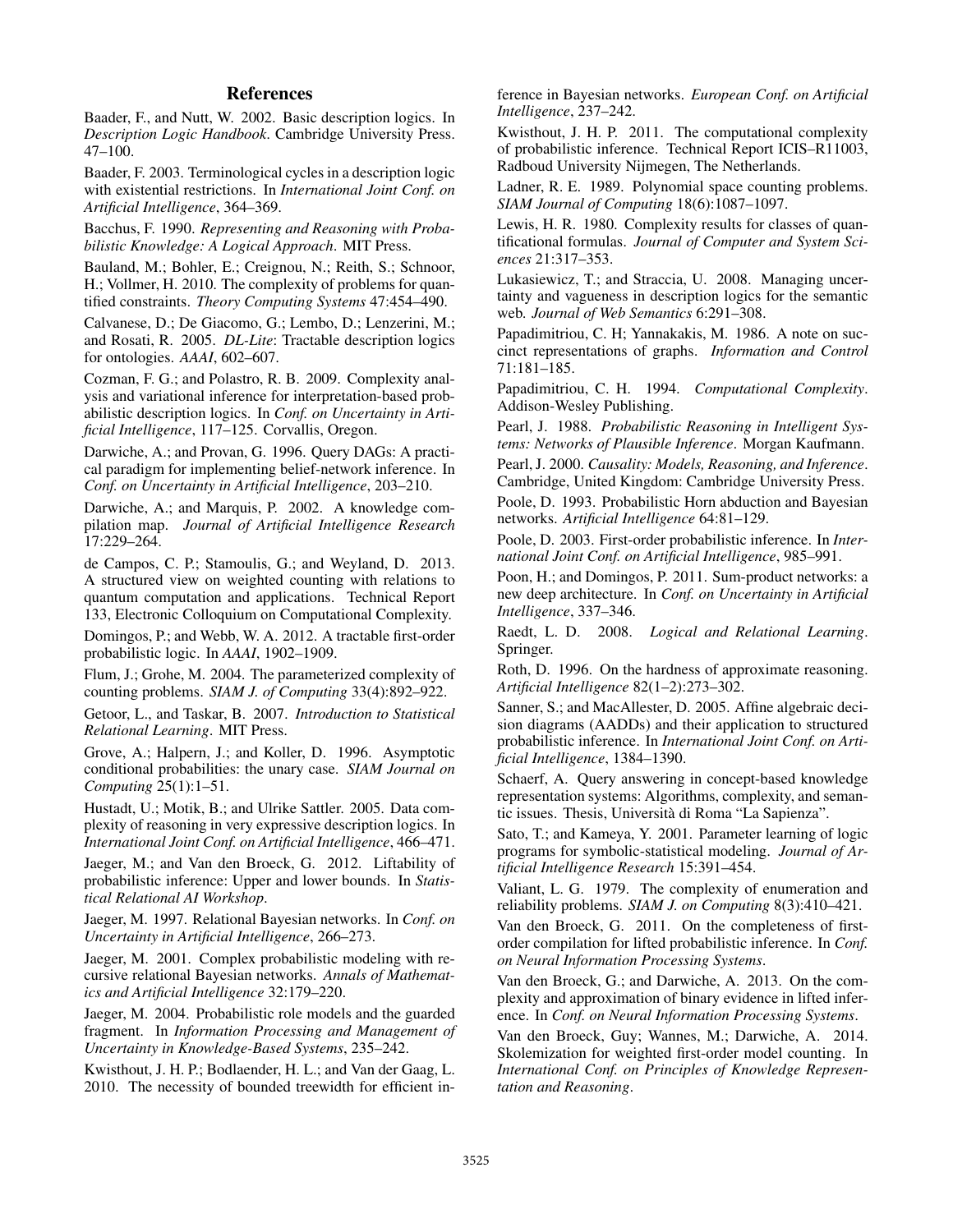## References

Baader, F., and Nutt, W. 2002. Basic description logics. In *Description Logic Handbook*. Cambridge University Press. 47–100.

Baader, F. 2003. Terminological cycles in a description logic with existential restrictions. In *International Joint Conf. on Artificial Intelligence*, 364–369.

Bacchus, F. 1990. *Representing and Reasoning with Probabilistic Knowledge: A Logical Approach*. MIT Press.

Bauland, M.; Bohler, E.; Creignou, N.; Reith, S.; Schnoor, H.; Vollmer, H. 2010. The complexity of problems for quantified constraints. *Theory Computing Systems* 47:454–490.

Calvanese, D.; De Giacomo, G.; Lembo, D.; Lenzerini, M.; and Rosati, R. 2005. *DL-Lite*: Tractable description logics for ontologies. *AAAI*, 602–607.

Cozman, F. G.; and Polastro, R. B. 2009. Complexity analysis and variational inference for interpretation-based probabilistic description logics. In *Conf. on Uncertainty in Artificial Intelligence*, 117–125. Corvallis, Oregon.

Darwiche, A.; and Provan, G. 1996. Query DAGs: A practical paradigm for implementing belief-network inference. In *Conf. on Uncertainty in Artificial Intelligence*, 203–210.

Darwiche, A.; and Marquis, P. 2002. A knowledge compilation map. *Journal of Artificial Intelligence Research* 17:229–264.

de Campos, C. P.; Stamoulis, G.; and Weyland, D. 2013. A structured view on weighted counting with relations to quantum computation and applications. Technical Report 133, Electronic Colloquium on Computational Complexity.

Domingos, P.; and Webb, W. A. 2012. A tractable first-order probabilistic logic. In *AAAI*, 1902–1909.

Flum, J.; Grohe, M. 2004. The parameterized complexity of counting problems. *SIAM J. of Computing* 33(4):892–922.

Getoor, L., and Taskar, B. 2007. *Introduction to Statistical Relational Learning*. MIT Press.

Grove, A.; Halpern, J.; and Koller, D. 1996. Asymptotic conditional probabilities: the unary case. *SIAM Journal on Computing* 25(1):1–51.

Hustadt, U.; Motik, B.; and Ulrike Sattler. 2005. Data complexity of reasoning in very expressive description logics. In *International Joint Conf. on Artificial Intelligence*, 466–471.

Jaeger, M.; and Van den Broeck, G. 2012. Liftability of probabilistic inference: Upper and lower bounds. In *Statistical Relational AI Workshop*.

Jaeger, M. 1997. Relational Bayesian networks. In *Conf. on Uncertainty in Artificial Intelligence*, 266–273.

Jaeger, M. 2001. Complex probabilistic modeling with recursive relational Bayesian networks. *Annals of Mathematics and Artificial Intelligence* 32:179–220.

Jaeger, M. 2004. Probabilistic role models and the guarded fragment. In *Information Processing and Management of Uncertainty in Knowledge-Based Systems*, 235–242.

Kwisthout, J. H. P.; Bodlaender, H. L.; and Van der Gaag, L. 2010. The necessity of bounded treewidth for efficient inference in Bayesian networks. *European Conf. on Artificial Intelligence*, 237–242.

Kwisthout, J. H. P. 2011. The computational complexity of probabilistic inference. Technical Report ICIS–R11003, Radboud University Nijmegen, The Netherlands.

Ladner, R. E. 1989. Polynomial space counting problems. *SIAM Journal of Computing* 18(6):1087–1097.

Lewis, H. R. 1980. Complexity results for classes of quantificational formulas. *Journal of Computer and System Sciences* 21:317–353.

Lukasiewicz, T.; and Straccia, U. 2008. Managing uncertainty and vagueness in description logics for the semantic web. *Journal of Web Semantics* 6:291–308.

Papadimitriou, C. H; Yannakakis, M. 1986. A note on succinct representations of graphs. *Information and Control* 71:181–185.

Papadimitriou, C. H. 1994. *Computational Complexity*. Addison-Wesley Publishing.

Pearl, J. 1988. *Probabilistic Reasoning in Intelligent Systems: Networks of Plausible Inference*. Morgan Kaufmann.

Pearl, J. 2000. *Causality: Models, Reasoning, and Inference*. Cambridge, United Kingdom: Cambridge University Press.

Poole, D. 1993. Probabilistic Horn abduction and Bayesian networks. *Artificial Intelligence* 64:81–129.

Poole, D. 2003. First-order probabilistic inference. In *International Joint Conf. on Artificial Intelligence*, 985–991.

Poon, H.; and Domingos, P. 2011. Sum-product networks: a new deep architecture. In *Conf. on Uncertainty in Artificial Intelligence*, 337–346.

Raedt, L. D. 2008. *Logical and Relational Learning*. Springer.

Roth, D. 1996. On the hardness of approximate reasoning. *Artificial Intelligence* 82(1–2):273–302.

Sanner, S.; and MacAllester, D. 2005. Affine algebraic decision diagrams (AADDs) and their application to structured probabilistic inference. In *International Joint Conf. on Artificial Intelligence*, 1384–1390.

Schaerf, A. Query answering in concept-based knowledge representation systems: Algorithms, complexity, and semantic issues. Thesis, Università di Roma "La Sapienza".

Sato, T.; and Kameya, Y. 2001. Parameter learning of logic programs for symbolic-statistical modeling. *Journal of Artificial Intelligence Research* 15:391–454.

Valiant, L. G. 1979. The complexity of enumeration and reliability problems. *SIAM J. on Computing* 8(3):410–421.

Van den Broeck, G. 2011. On the completeness of first-order compilation for lifted probabilistic inference. In *Conf. on Neural Information Processing Systems*.

Van den Broeck, G.; and Darwiche, A. 2013. On the complexity and approximation of binary evidence in lifted inference. In *Conf. on Neural Information Processing Systems*.

Van den Broeck, Guy; Wannes, M.; Darwiche, A. 2014. Skolemization for weighted first-order model counting. In *International Conf. on Principles of Knowledge Representation and Reasoning*.